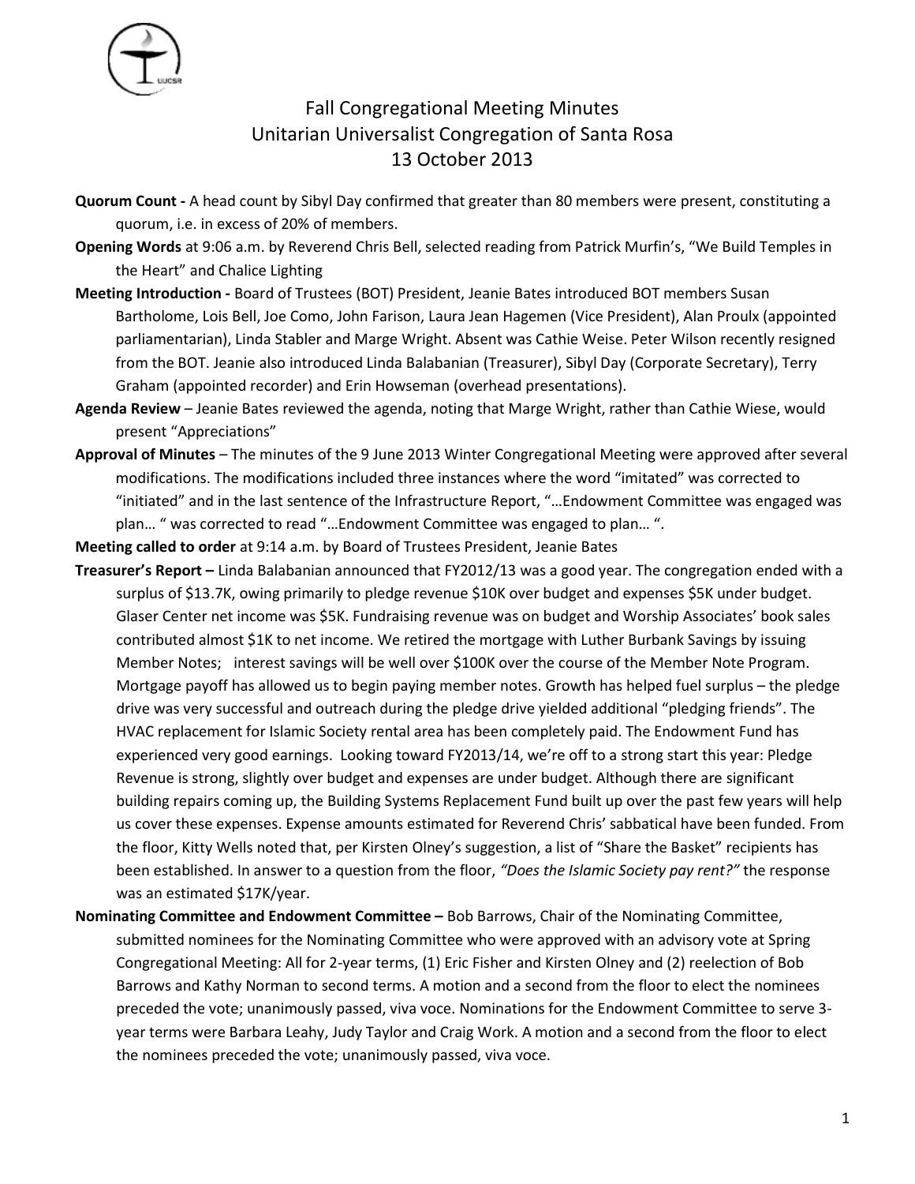# Fall Congregational Meeting Minutes
## Unitarian Universalist Congregation of Santa Rosa
## 13 October 2013

**Quorum Count -** A head count by Sibyl Day confirmed that greater than 80 members were present, constituting a quorum, i.e. in excess of 20% of members.

**Opening Words** at 9:06 a.m. by Reverend Chris Bell, selected reading from Patrick Murfin's, "We Build Temples in the Heart" and Chalice Lighting

**Meeting Introduction -** Board of Trustees (BOT) President, Jeanie Bates introduced BOT members Susan Bartholome, Lois Bell, Joe Como, John Farison, Laura Jean Hagemen (Vice President), Alan Proulx (appointed parliamentarian), Linda Stabler and Marge Wright. Absent was Cathie Weise. Peter Wilson recently resigned from the BOT. Jeanie also introduced Linda Balabanian (Treasurer), Sibyl Day (Corporate Secretary), Terry Graham (appointed recorder) and Erin Howseman (overhead presentations).

**Agenda Review** – Jeanie Bates reviewed the agenda, noting that Marge Wright, rather than Cathie Wiese, would present "Appreciations"

**Approval of Minutes** – The minutes of the 9 June 2013 Winter Congregational Meeting were approved after several modifications. The modifications included three instances where the word "imitated" was corrected to "initiated" and in the last sentence of the Infrastructure Report, "…Endowment Committee was engaged was plan… " was corrected to read "…Endowment Committee was engaged to plan… ".

**Meeting called to order** at 9:14 a.m. by Board of Trustees President, Jeanie Bates

**Treasurer's Report –** Linda Balabanian announced that FY2012/13 was a good year. The congregation ended with a surplus of $13.7K, owing primarily to pledge revenue $10K over budget and expenses $5K under budget. Glaser Center net income was $5K. Fundraising revenue was on budget and Worship Associates' book sales contributed almost $1K to net income. We retired the mortgage with Luther Burbank Savings by issuing Member Notes; interest savings will be well over $100K over the course of the Member Note Program. Mortgage payoff has allowed us to begin paying member notes. Growth has helped fuel surplus – the pledge drive was very successful and outreach during the pledge drive yielded additional "pledging friends". The HVAC replacement for Islamic Society rental area has been completely paid. The Endowment Fund has experienced very good earnings. Looking toward FY2013/14, we're off to a strong start this year: Pledge Revenue is strong, slightly over budget and expenses are under budget. Although there are significant building repairs coming up, the Building Systems Replacement Fund built up over the past few years will help us cover these expenses. Expense amounts estimated for Reverend Chris' sabbatical have been funded. From the floor, Kitty Wells noted that, per Kirsten Olney's suggestion, a list of "Share the Basket" recipients has been established. In answer to a question from the floor, *"Does the Islamic Society pay rent?"* the response was an estimated $17K/year.

**Nominating Committee and Endowment Committee –** Bob Barrows, Chair of the Nominating Committee, submitted nominees for the Nominating Committee who were approved with an advisory vote at Spring Congregational Meeting: All for 2-year terms, (1) Eric Fisher and Kirsten Olney and (2) reelection of Bob Barrows and Kathy Norman to second terms. A motion and a second from the floor to elect the nominees preceded the vote; unanimously passed, viva voce. Nominations for the Endowment Committee to serve 3-year terms were Barbara Leahy, Judy Taylor and Craig Work. A motion and a second from the floor to elect the nominees preceded the vote; unanimously passed, viva voce.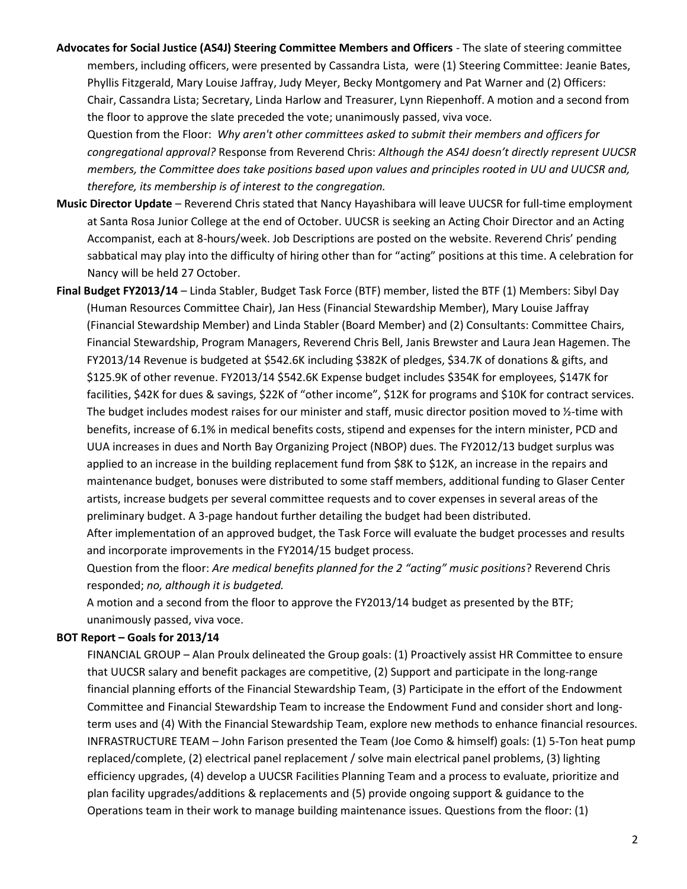**Advocates for Social Justice (AS4J) Steering Committee Members and Officers** - The slate of steering committee members, including officers, were presented by Cassandra Lista, were (1) Steering Committee: Jeanie Bates, Phyllis Fitzgerald, Mary Louise Jaffray, Judy Meyer, Becky Montgomery and Pat Warner and (2) Officers: Chair, Cassandra Lista; Secretary, Linda Harlow and Treasurer, Lynn Riepenhoff. A motion and a second from the floor to approve the slate preceded the vote; unanimously passed, viva voce.

Question from the Floor: *Why aren't other committees asked to submit their members and officers for congregational approval?* Response from Reverend Chris: *Although the AS4J doesn't directly represent UUCSR members, the Committee does take positions based upon values and principles rooted in UU and UUCSR and, therefore, its membership is of interest to the congregation.*

**Music Director Update** – Reverend Chris stated that Nancy Hayashibara will leave UUCSR for full-time employment at Santa Rosa Junior College at the end of October. UUCSR is seeking an Acting Choir Director and an Acting Accompanist, each at 8-hours/week. Job Descriptions are posted on the website. Reverend Chris' pending sabbatical may play into the difficulty of hiring other than for "acting" positions at this time. A celebration for Nancy will be held 27 October.

**Final Budget FY2013/14** – Linda Stabler, Budget Task Force (BTF) member, listed the BTF (1) Members: Sibyl Day (Human Resources Committee Chair), Jan Hess (Financial Stewardship Member), Mary Louise Jaffray (Financial Stewardship Member) and Linda Stabler (Board Member) and (2) Consultants: Committee Chairs, Financial Stewardship, Program Managers, Reverend Chris Bell, Janis Brewster and Laura Jean Hagemen. The FY2013/14 Revenue is budgeted at $542.6K including $382K of pledges, $34.7K of donations & gifts, and $125.9K of other revenue. FY2013/14 $542.6K Expense budget includes $354K for employees, $147K for facilities, $42K for dues & savings, $22K of "other income", $12K for programs and $10K for contract services. The budget includes modest raises for our minister and staff, music director position moved to ½-time with benefits, increase of 6.1% in medical benefits costs, stipend and expenses for the intern minister, PCD and UUA increases in dues and North Bay Organizing Project (NBOP) dues. The FY2012/13 budget surplus was applied to an increase in the building replacement fund from $8K to $12K, an increase in the repairs and maintenance budget, bonuses were distributed to some staff members, additional funding to Glaser Center artists, increase budgets per several committee requests and to cover expenses in several areas of the preliminary budget. A 3-page handout further detailing the budget had been distributed.

After implementation of an approved budget, the Task Force will evaluate the budget processes and results and incorporate improvements in the FY2014/15 budget process.

Question from the floor: *Are medical benefits planned for the 2 "acting" music positions*? Reverend Chris responded; *no, although it is budgeted.*

A motion and a second from the floor to approve the FY2013/14 budget as presented by the BTF; unanimously passed, viva voce.

**BOT Report – Goals for 2013/14**

FINANCIAL GROUP – Alan Proulx delineated the Group goals: (1) Proactively assist HR Committee to ensure that UUCSR salary and benefit packages are competitive, (2) Support and participate in the long-range financial planning efforts of the Financial Stewardship Team, (3) Participate in the effort of the Endowment Committee and Financial Stewardship Team to increase the Endowment Fund and consider short and long-term uses and (4) With the Financial Stewardship Team, explore new methods to enhance financial resources.

INFRASTRUCTURE TEAM – John Farison presented the Team (Joe Como & himself) goals: (1) 5-Ton heat pump replaced/complete, (2) electrical panel replacement / solve main electrical panel problems, (3) lighting efficiency upgrades, (4) develop a UUCSR Facilities Planning Team and a process to evaluate, prioritize and plan facility upgrades/additions & replacements and (5) provide ongoing support & guidance to the Operations team in their work to manage building maintenance issues. Questions from the floor: (1)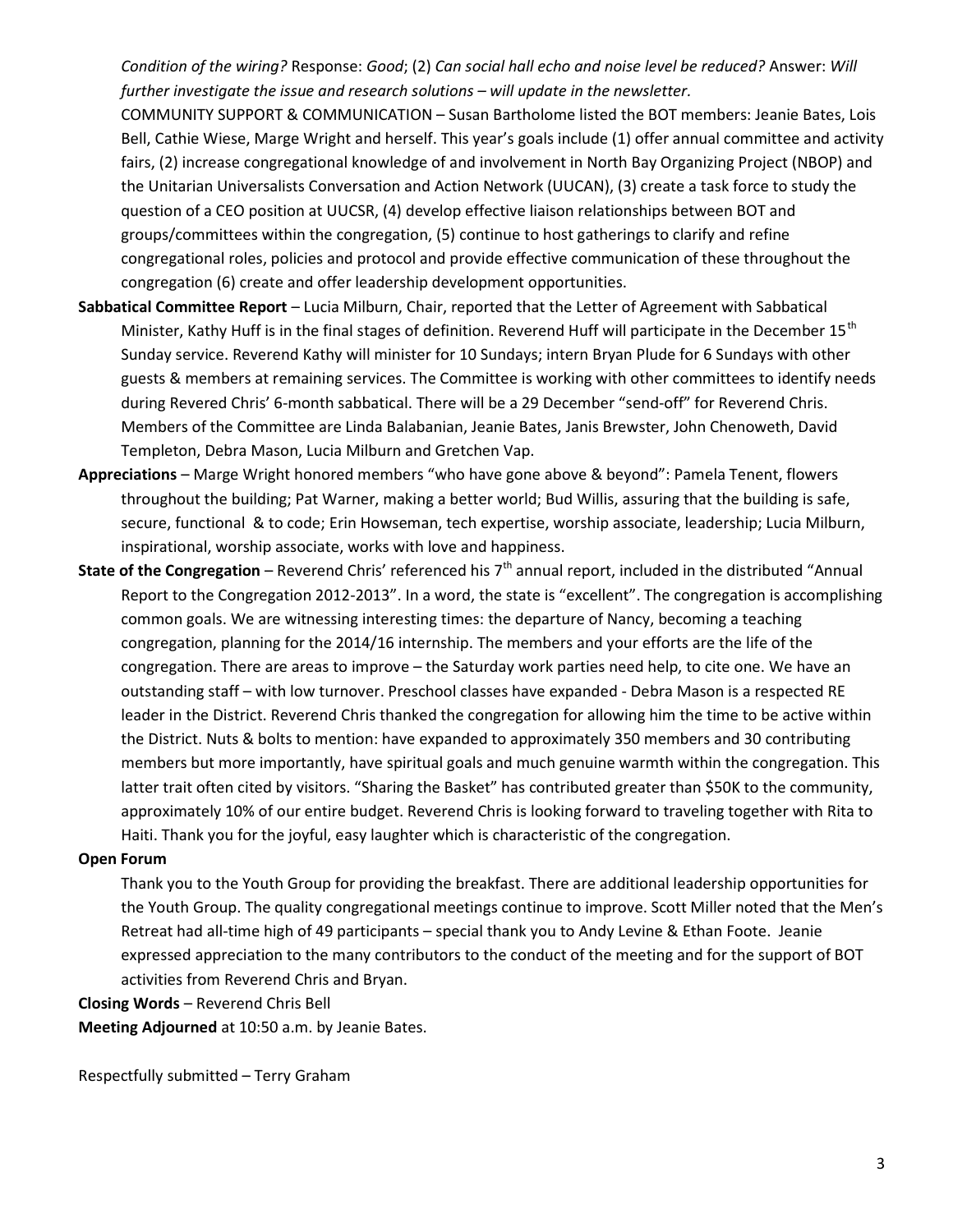*Condition of the wiring?* Response: *Good*; (2) *Can social hall echo and noise level be reduced?* Answer: *Will further investigate the issue and research solutions – will update in the newsletter.*

COMMUNITY SUPPORT & COMMUNICATION – Susan Bartholome listed the BOT members: Jeanie Bates, Lois Bell, Cathie Wiese, Marge Wright and herself. This year's goals include (1) offer annual committee and activity fairs, (2) increase congregational knowledge of and involvement in North Bay Organizing Project (NBOP) and the Unitarian Universalists Conversation and Action Network (UUCAN), (3) create a task force to study the question of a CEO position at UUCSR, (4) develop effective liaison relationships between BOT and groups/committees within the congregation, (5) continue to host gatherings to clarify and refine congregational roles, policies and protocol and provide effective communication of these throughout the congregation (6) create and offer leadership development opportunities.

**Sabbatical Committee Report** – Lucia Milburn, Chair, reported that the Letter of Agreement with Sabbatical Minister, Kathy Huff is in the final stages of definition. Reverend Huff will participate in the December 15th Sunday service. Reverend Kathy will minister for 10 Sundays; intern Bryan Plude for 6 Sundays with other guests & members at remaining services. The Committee is working with other committees to identify needs during Revered Chris' 6-month sabbatical. There will be a 29 December "send-off" for Reverend Chris. Members of the Committee are Linda Balabanian, Jeanie Bates, Janis Brewster, John Chenoweth, David Templeton, Debra Mason, Lucia Milburn and Gretchen Vap.

**Appreciations** – Marge Wright honored members "who have gone above & beyond": Pamela Tenent, flowers throughout the building; Pat Warner, making a better world; Bud Willis, assuring that the building is safe, secure, functional & to code; Erin Howseman, tech expertise, worship associate, leadership; Lucia Milburn, inspirational, worship associate, works with love and happiness.

**State of the Congregation** – Reverend Chris' referenced his 7th annual report, included in the distributed "Annual Report to the Congregation 2012-2013". In a word, the state is "excellent". The congregation is accomplishing common goals. We are witnessing interesting times: the departure of Nancy, becoming a teaching congregation, planning for the 2014/16 internship. The members and your efforts are the life of the congregation. There are areas to improve – the Saturday work parties need help, to cite one. We have an outstanding staff – with low turnover. Preschool classes have expanded - Debra Mason is a respected RE leader in the District. Reverend Chris thanked the congregation for allowing him the time to be active within the District. Nuts & bolts to mention: have expanded to approximately 350 members and 30 contributing members but more importantly, have spiritual goals and much genuine warmth within the congregation. This latter trait often cited by visitors. "Sharing the Basket" has contributed greater than $50K to the community, approximately 10% of our entire budget. Reverend Chris is looking forward to traveling together with Rita to Haiti. Thank you for the joyful, easy laughter which is characteristic of the congregation.

**Open Forum**

Thank you to the Youth Group for providing the breakfast. There are additional leadership opportunities for the Youth Group. The quality congregational meetings continue to improve. Scott Miller noted that the Men's Retreat had all-time high of 49 participants – special thank you to Andy Levine & Ethan Foote. Jeanie expressed appreciation to the many contributors to the conduct of the meeting and for the support of BOT activities from Reverend Chris and Bryan.

**Closing Words** – Reverend Chris Bell

**Meeting Adjourned** at 10:50 a.m. by Jeanie Bates.

Respectfully submitted – Terry Graham